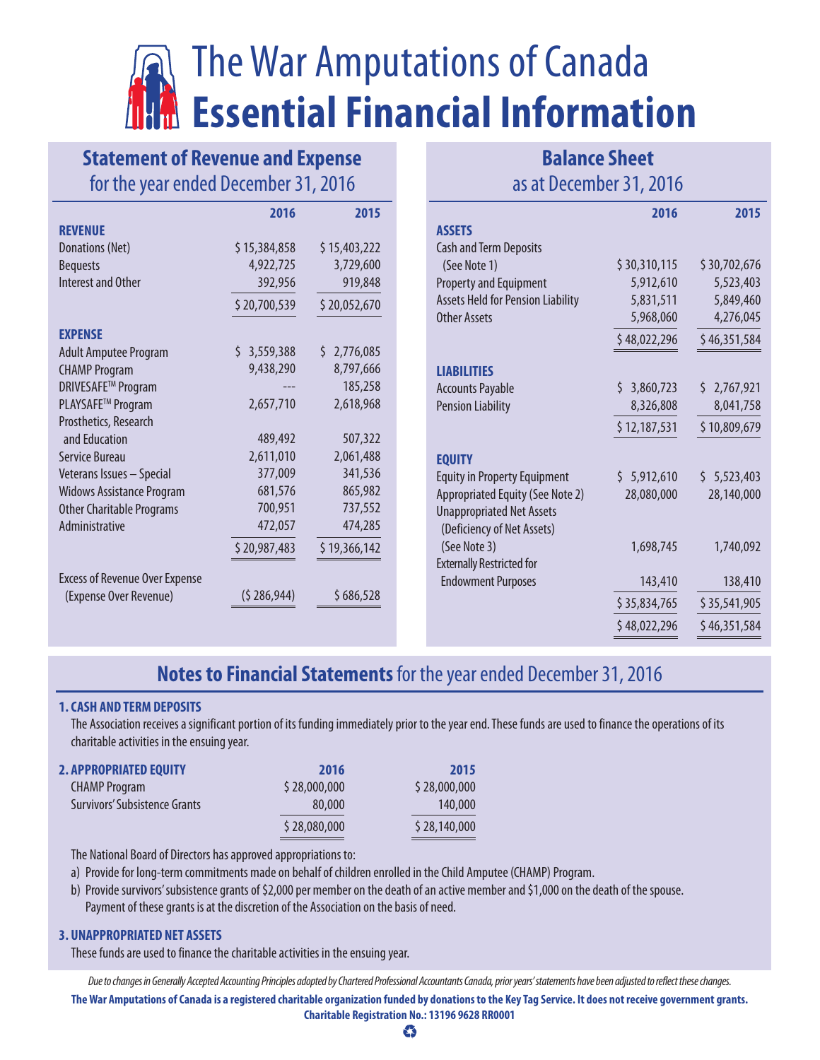# The War Amputations of Canada
# Essential Financial Information

## Statement of Revenue and Expense
for the year ended December 31, 2016

| | 2016 | 2015 |
|---|---|---|
| **REVENUE** | | |
| Donations (Net) | $ 15,384,858 | $ 15,403,222 |
| Bequests | 4,922,725 | 3,729,600 |
| Interest and Other | 392,956 | 919,848 |
| | $ 20,700,539 | $ 20,052,670 |
| **EXPENSE** | | |
| Adult Amputee Program | $ 3,559,388 | $ 2,776,085 |
| CHAMP Program | 9,438,290 | 8,797,666 |
| DRIVESAFE™ Program | --- | 185,258 |
| PLAYSAFE™ Program | 2,657,710 | 2,618,968 |
| Prosthetics, Research and Education | 489,492 | 507,322 |
| Service Bureau | 2,611,010 | 2,061,488 |
| Veterans Issues – Special | 377,009 | 341,536 |
| Widows Assistance Program | 681,576 | 865,982 |
| Other Charitable Programs | 700,951 | 737,552 |
| Administrative | 472,057 | 474,285 |
| | $ 20,987,483 | $ 19,366,142 |
| Excess of Revenue Over Expense (Expense Over Revenue) | ($ 286,944) | $ 686,528 |

## Balance Sheet
as at December 31, 2016

| | 2016 | 2015 |
|---|---|---|
| **ASSETS** | | |
| Cash and Term Deposits (See Note 1) | $ 30,310,115 | $ 30,702,676 |
| Property and Equipment | 5,912,610 | 5,523,403 |
| Assets Held for Pension Liability | 5,831,511 | 5,849,460 |
| Other Assets | 5,968,060 | 4,276,045 |
| | $ 48,022,296 | $ 46,351,584 |
| **LIABILITIES** | | |
| Accounts Payable | $ 3,860,723 | $ 2,767,921 |
| Pension Liability | 8,326,808 | 8,041,758 |
| | $ 12,187,531 | $ 10,809,679 |
| **EQUITY** | | |
| Equity in Property Equipment | $ 5,912,610 | $ 5,523,403 |
| Appropriated Equity (See Note 2) | 28,080,000 | 28,140,000 |
| Unappropriated Net Assets (Deficiency of Net Assets) (See Note 3) | 1,698,745 | 1,740,092 |
| Externally Restricted for Endowment Purposes | 143,410 | 138,410 |
| | $ 35,834,765 | $ 35,541,905 |
| | $ 48,022,296 | $ 46,351,584 |

## Notes to Financial Statements for the year ended December 31, 2016

### 1. CASH AND TERM DEPOSITS

The Association receives a significant portion of its funding immediately prior to the year end. These funds are used to finance the operations of its charitable activities in the ensuing year.

### 2. APPROPRIATED EQUITY

| | 2016 | 2015 |
|---|---|---|
| CHAMP Program | $ 28,000,000 | $ 28,000,000 |
| Survivors' Subsistence Grants | 80,000 | 140,000 |
| | $ 28,080,000 | $ 28,140,000 |

The National Board of Directors has approved appropriations to:

a) Provide for long-term commitments made on behalf of children enrolled in the Child Amputee (CHAMP) Program.

b) Provide survivors' subsistence grants of $2,000 per member on the death of an active member and $1,000 on the death of the spouse. Payment of these grants is at the discretion of the Association on the basis of need.

### 3. UNAPPROPRIATED NET ASSETS

These funds are used to finance the charitable activities in the ensuing year.

*Due to changes in Generally Accepted Accounting Principles adopted by Chartered Professional Accountants Canada, prior years' statements have been adjusted to reflect these changes.*

**The War Amputations of Canada is a registered charitable organization funded by donations to the Key Tag Service. It does not receive government grants.**

**Charitable Registration No.: 13196 9628 RR0001**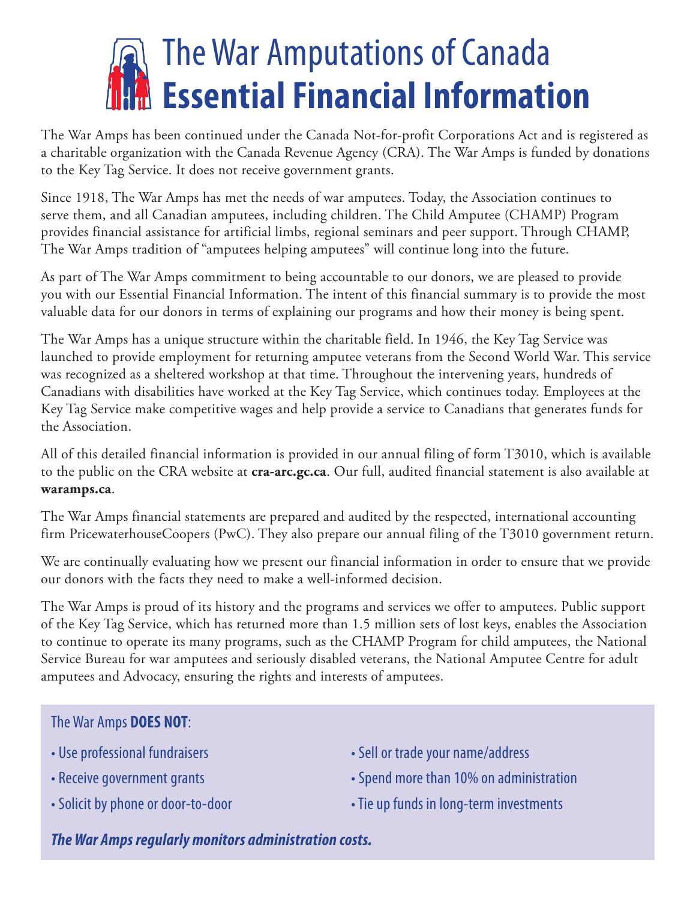# The War Amputations of Canada
# **Essential Financial Information**

The War Amps has been continued under the Canada Not-for-profit Corporations Act and is registered as a charitable organization with the Canada Revenue Agency (CRA). The War Amps is funded by donations to the Key Tag Service. It does not receive government grants.

Since 1918, The War Amps has met the needs of war amputees. Today, the Association continues to serve them, and all Canadian amputees, including children. The Child Amputee (CHAMP) Program provides financial assistance for artificial limbs, regional seminars and peer support. Through CHAMP, The War Amps tradition of "amputees helping amputees" will continue long into the future.

As part of The War Amps commitment to being accountable to our donors, we are pleased to provide you with our Essential Financial Information. The intent of this financial summary is to provide the most valuable data for our donors in terms of explaining our programs and how their money is being spent.

The War Amps has a unique structure within the charitable field. In 1946, the Key Tag Service was launched to provide employment for returning amputee veterans from the Second World War. This service was recognized as a sheltered workshop at that time. Throughout the intervening years, hundreds of Canadians with disabilities have worked at the Key Tag Service, which continues today. Employees at the Key Tag Service make competitive wages and help provide a service to Canadians that generates funds for the Association.

All of this detailed financial information is provided in our annual filing of form T3010, which is available to the public on the CRA website at **cra-arc.gc.ca**. Our full, audited financial statement is also available at **waramps.ca**.

The War Amps financial statements are prepared and audited by the respected, international accounting firm PricewaterhouseCoopers (PwC). They also prepare our annual filing of the T3010 government return.

We are continually evaluating how we present our financial information in order to ensure that we provide our donors with the facts they need to make a well-informed decision.

The War Amps is proud of its history and the programs and services we offer to amputees. Public support of the Key Tag Service, which has returned more than 1.5 million sets of lost keys, enables the Association to continue to operate its many programs, such as the CHAMP Program for child amputees, the National Service Bureau for war amputees and seriously disabled veterans, the National Amputee Centre for adult amputees and Advocacy, ensuring the rights and interests of amputees.

The War Amps **DOES NOT**:

- Use professional fundraisers
- Receive government grants
- Solicit by phone or door-to-door
- Sell or trade your name/address
- Spend more than 10% on administration
- Tie up funds in long-term investments

***The War Amps regularly monitors administration costs.***